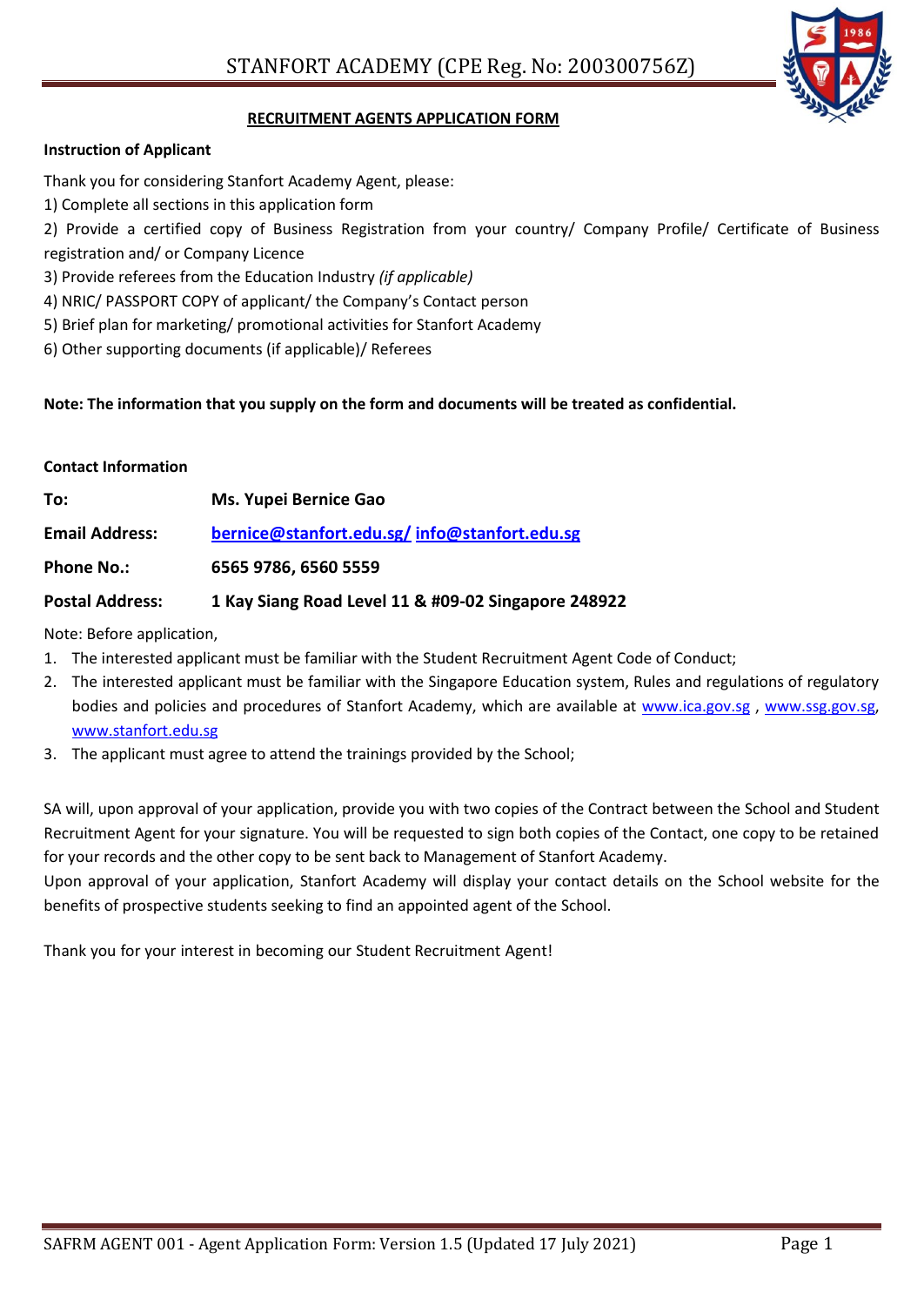# STANFORT ACADEMY (CPE Reg. No: 200300756Z)

## RECRUITMENT AGENTS APPLICATION FORM

**Instruction of Applicant**

Thank you for considering Stanfort Academy Agent, please:

1) Complete all sections in this application form
2) Provide a certified copy of Business Registration from your country/ Company Profile/ Certificate of Business registration and/ or Company Licence
3) Provide referees from the Education Industry *(if applicable)*
4) NRIC/ PASSPORT COPY of applicant/ the Company's Contact person
5) Brief plan for marketing/ promotional activities for Stanfort Academy
6) Other supporting documents (if applicable)/ Referees

**Note: The information that you supply on the form and documents will be treated as confidential.**

**Contact Information**

| | |
|---|---|
| **To:** | **Ms. Yupei Bernice Gao** |
| **Email Address:** | **bernice@stanfort.edu.sg/ info@stanfort.edu.sg** |
| **Phone No.:** | **6565 9786, 6560 5559** |
| **Postal Address:** | **1 Kay Siang Road Level 11 & #09-02 Singapore 248922** |

Note: Before application,

1. The interested applicant must be familiar with the Student Recruitment Agent Code of Conduct;
2. The interested applicant must be familiar with the Singapore Education system, Rules and regulations of regulatory bodies and policies and procedures of Stanfort Academy, which are available at www.ica.gov.sg , www.ssg.gov.sg, www.stanfort.edu.sg
3. The applicant must agree to attend the trainings provided by the School;

SA will, upon approval of your application, provide you with two copies of the Contract between the School and Student Recruitment Agent for your signature. You will be requested to sign both copies of the Contact, one copy to be retained for your records and the other copy to be sent back to Management of Stanfort Academy.

Upon approval of your application, Stanfort Academy will display your contact details on the School website for the benefits of prospective students seeking to find an appointed agent of the School.

Thank you for your interest in becoming our Student Recruitment Agent!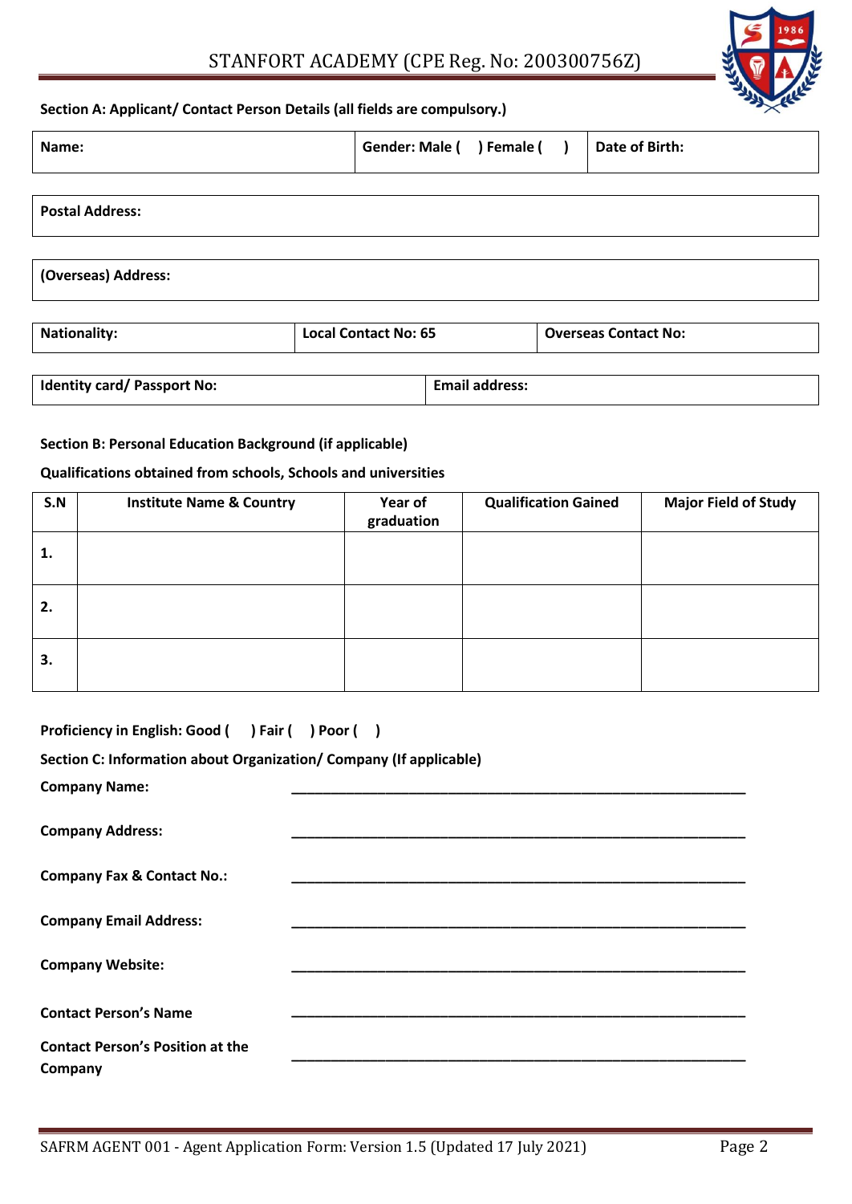Section A: Applicant/ Contact Person Details (all fields are compulsory.)

| Name: | Gender: Male (     ) Female (     ) | Date of Birth: |
|---|---|---|

| Postal Address: |
|---|

| (Overseas) Address: |
|---|

| Nationality: | Local Contact No: 65 | Overseas Contact No: |
|---|---|---|

| Identity card/ Passport No: | Email address: |
|---|---|

**Section B: Personal Education Background (if applicable)**

**Qualifications obtained from schools, Schools and universities**

| S.N | Institute Name & Country | Year of graduation | Qualification Gained | Major Field of Study |
|---|---|---|---|---|
| 1. | | | | |
| 2. | | | | |
| 3. | | | | |

**Proficiency in English: Good (     ) Fair (     ) Poor (     )**

**Section C: Information about Organization/ Company (If applicable)**

**Company Name:** ____________________________________________

**Company Address:** ____________________________________________

**Company Fax & Contact No.:** ____________________________________________

**Company Email Address:** ____________________________________________

**Company Website:** ____________________________________________

**Contact Person's Name** ____________________________________________

**Contact Person's Position at the Company** ____________________________________________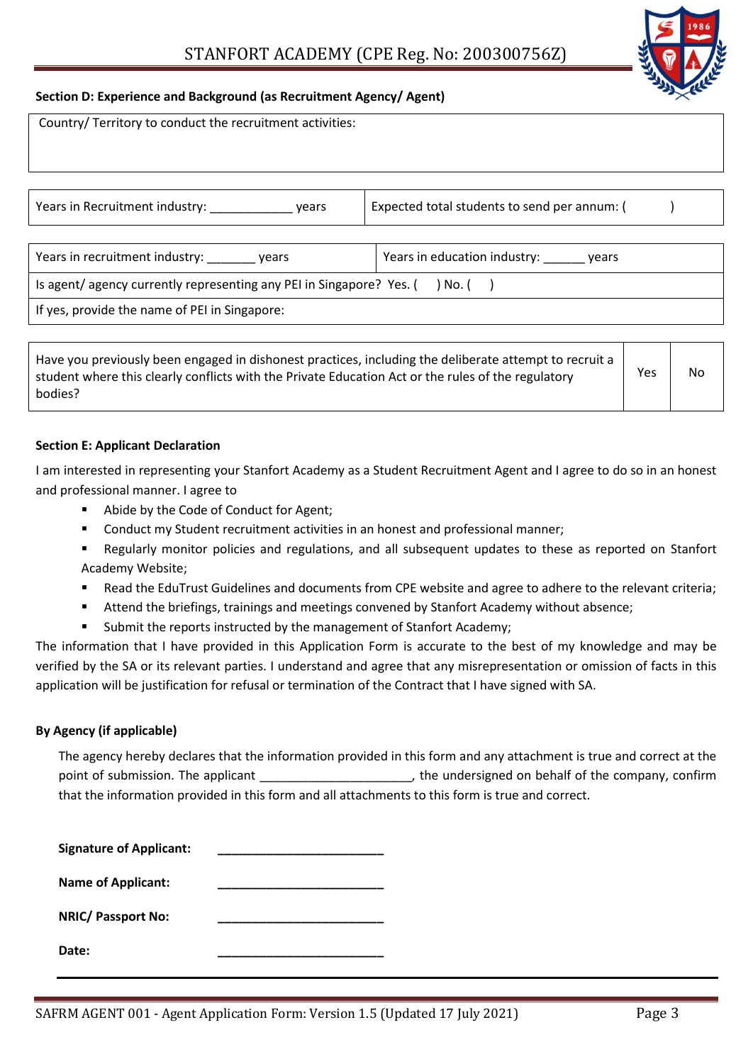**Section D: Experience and Background (as Recruitment Agency/ Agent)**

| Country/ Territory to conduct the recruitment activities: |
| --- |
| |

| Years in Recruitment industry: ____________ years | Expected total students to send per annum: ( ) |
| --- | --- |

| Years in recruitment industry: _______ years | Years in education industry: ______ years |
| --- | --- |
| Is agent/ agency currently representing any PEI in Singapore? Yes. ( ) No. ( ) | |
| If yes, provide the name of PEI in Singapore: | |

| Have you previously been engaged in dishonest practices, including the deliberate attempt to recruit a student where this clearly conflicts with the Private Education Act or the rules of the regulatory bodies? | Yes | No |
| --- | --- | --- |

**Section E: Applicant Declaration**

I am interested in representing your Stanfort Academy as a Student Recruitment Agent and I agree to do so in an honest and professional manner. I agree to

- Abide by the Code of Conduct for Agent;
- Conduct my Student recruitment activities in an honest and professional manner;
- Regularly monitor policies and regulations, and all subsequent updates to these as reported on Stanfort Academy Website;
- Read the EduTrust Guidelines and documents from CPE website and agree to adhere to the relevant criteria;
- Attend the briefings, trainings and meetings convened by Stanfort Academy without absence;
- Submit the reports instructed by the management of Stanfort Academy;

The information that I have provided in this Application Form is accurate to the best of my knowledge and may be verified by the SA or its relevant parties. I understand and agree that any misrepresentation or omission of facts in this application will be justification for refusal or termination of the Contract that I have signed with SA.

**By Agency (if applicable)**

The agency hereby declares that the information provided in this form and any attachment is true and correct at the point of submission. The applicant ______________________, the undersigned on behalf of the company, confirm that the information provided in this form and all attachments to this form is true and correct.

**Signature of Applicant:** _________________________

**Name of Applicant:** _________________________

**NRIC/ Passport No:** _________________________

**Date:** _________________________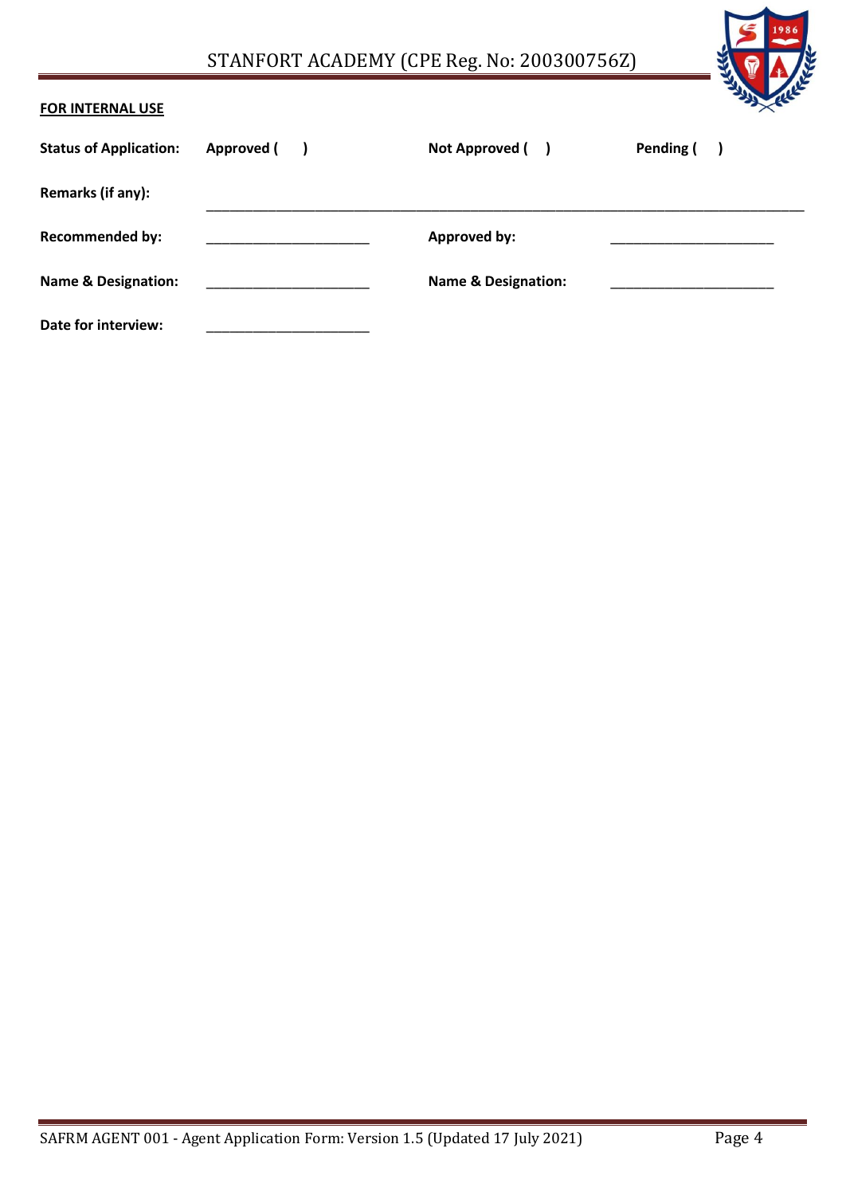**FOR INTERNAL USE**

**Status of Application:** **Approved (     )** **Not Approved (     )** **Pending (     )**

**Remarks (if any):** ____________________________________________________________________________

**Recommended by:** ______________________ **Approved by:** ______________________

**Name & Designation:** ______________________ **Name & Designation:** ______________________

**Date for interview:** ______________________